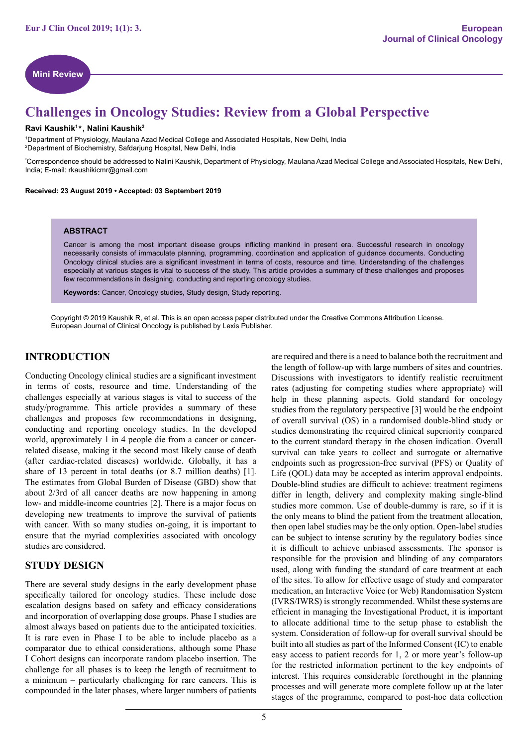Mini Review

# Challenges in Oncology Studies: Review from a Global Perspective

**Ravi Kaushik[1]\*, Nalini Kaushik[2]**

[1]Department of Physiology, Maulana Azad Medical College and Associated Hospitals, New Delhi, India
[2]Department of Biochemistry, Safdarjung Hospital, New Delhi, India

*Correspondence should be addressed to Nalini Kaushik, Department of Physiology, Maulana Azad Medical College and Associated Hospitals, New Delhi, India; E-mail: rkaushikicmr@gmail.com

**Received: 23 August 2019 • Accepted: 03 Septembert 2019**

### ABSTRACT

Cancer is among the most important disease groups inflicting mankind in present era. Successful research in oncology necessarily consists of immaculate planning, programming, coordination and application of guidance documents. Conducting Oncology clinical studies are a significant investment in terms of costs, resource and time. Understanding of the challenges especially at various stages is vital to success of the study. This article provides a summary of these challenges and proposes few recommendations in designing, conducting and reporting oncology studies.

**Keywords:** Cancer, Oncology studies, Study design, Study reporting.

Copyright © 2019 Kaushik R, et al. This is an open access paper distributed under the Creative Commons Attribution License. European Journal of Clinical Oncology is published by Lexis Publisher.

## INTRODUCTION

Conducting Oncology clinical studies are a significant investment in terms of costs, resource and time. Understanding of the challenges especially at various stages is vital to success of the study/programme. This article provides a summary of these challenges and proposes few recommendations in designing, conducting and reporting oncology studies. In the developed world, approximately 1 in 4 people die from a cancer or cancer-related disease, making it the second most likely cause of death (after cardiac-related diseases) worldwide. Globally, it has a share of 13 percent in total deaths (or 8.7 million deaths) [1]. The estimates from Global Burden of Disease (GBD) show that about 2/3rd of all cancer deaths are now happening in among low- and middle-income countries [2]. There is a major focus on developing new treatments to improve the survival of patients with cancer. With so many studies on-going, it is important to ensure that the myriad complexities associated with oncology studies are considered.

## STUDY DESIGN

There are several study designs in the early development phase specifically tailored for oncology studies. These include dose escalation designs based on safety and efficacy considerations and incorporation of overlapping dose groups. Phase I studies are almost always based on patients due to the anticipated toxicities. It is rare even in Phase I to be able to include placebo as a comparator due to ethical considerations, although some Phase I Cohort designs can incorporate random placebo insertion. The challenge for all phases is to keep the length of recruitment to a minimum – particularly challenging for rare cancers. This is compounded in the later phases, where larger numbers of patients are required and there is a need to balance both the recruitment and the length of follow-up with large numbers of sites and countries. Discussions with investigators to identify realistic recruitment rates (adjusting for competing studies where appropriate) will help in these planning aspects. Gold standard for oncology studies from the regulatory perspective [3] would be the endpoint of overall survival (OS) in a randomised double-blind study or studies demonstrating the required clinical superiority compared to the current standard therapy in the chosen indication. Overall survival can take years to collect and surrogate or alternative endpoints such as progression-free survival (PFS) or Quality of Life (QOL) data may be accepted as interim approval endpoints. Double-blind studies are difficult to achieve: treatment regimens differ in length, delivery and complexity making single-blind studies more common. Use of double-dummy is rare, so if it is the only means to blind the patient from the treatment allocation, then open label studies may be the only option. Open-label studies can be subject to intense scrutiny by the regulatory bodies since it is difficult to achieve unbiased assessments. The sponsor is responsible for the provision and blinding of any comparators used, along with funding the standard of care treatment at each of the sites. To allow for effective usage of study and comparator medication, an Interactive Voice (or Web) Randomisation System (IVRS/IWRS) is strongly recommended. Whilst these systems are efficient in managing the Investigational Product, it is important to allocate additional time to the setup phase to establish the system. Consideration of follow-up for overall survival should be built into all studies as part of the Informed Consent (IC) to enable easy access to patient records for 1, 2 or more year's follow-up for the restricted information pertinent to the key endpoints of interest. This requires considerable forethought in the planning processes and will generate more complete follow up at the later stages of the programme, compared to post-hoc data collection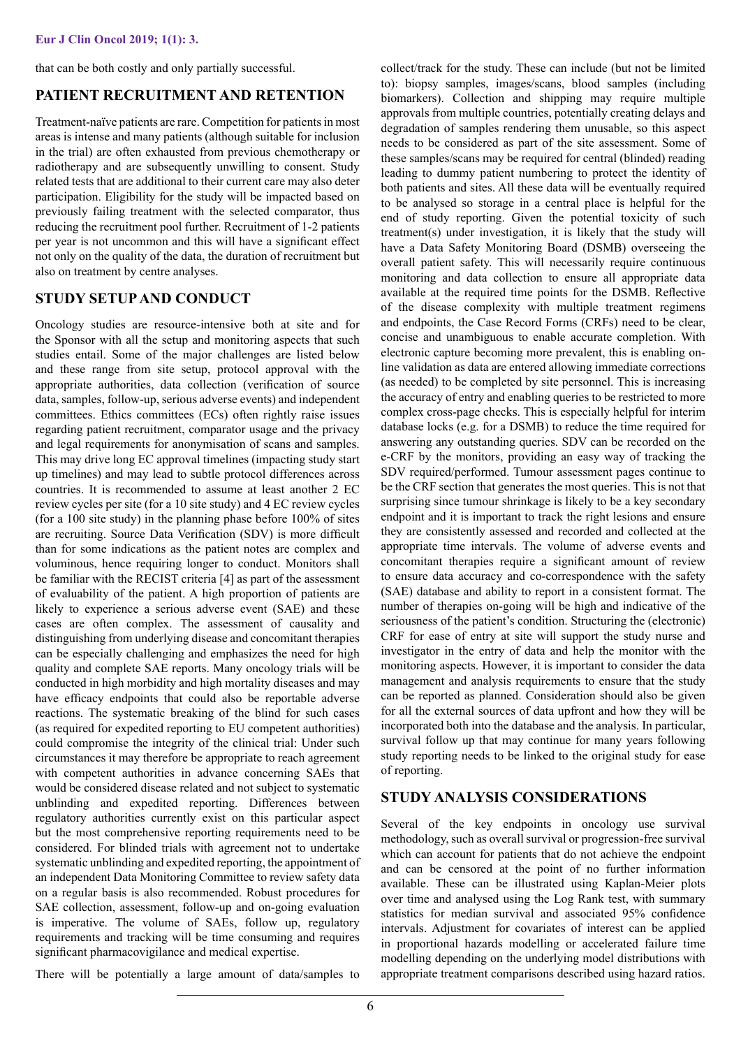that can be both costly and only partially successful.

## PATIENT RECRUITMENT AND RETENTION

Treatment-naïve patients are rare. Competition for patients in most areas is intense and many patients (although suitable for inclusion in the trial) are often exhausted from previous chemotherapy or radiotherapy and are subsequently unwilling to consent. Study related tests that are additional to their current care may also deter participation. Eligibility for the study will be impacted based on previously failing treatment with the selected comparator, thus reducing the recruitment pool further. Recruitment of 1-2 patients per year is not uncommon and this will have a significant effect not only on the quality of the data, the duration of recruitment but also on treatment by centre analyses.

## STUDY SETUP AND CONDUCT

Oncology studies are resource-intensive both at site and for the Sponsor with all the setup and monitoring aspects that such studies entail. Some of the major challenges are listed below and these range from site setup, protocol approval with the appropriate authorities, data collection (verification of source data, samples, follow-up, serious adverse events) and independent committees. Ethics committees (ECs) often rightly raise issues regarding patient recruitment, comparator usage and the privacy and legal requirements for anonymisation of scans and samples. This may drive long EC approval timelines (impacting study start up timelines) and may lead to subtle protocol differences across countries. It is recommended to assume at least another 2 EC review cycles per site (for a 10 site study) and 4 EC review cycles (for a 100 site study) in the planning phase before 100% of sites are recruiting. Source Data Verification (SDV) is more difficult than for some indications as the patient notes are complex and voluminous, hence requiring longer to conduct. Monitors shall be familiar with the RECIST criteria [4] as part of the assessment of evaluability of the patient. A high proportion of patients are likely to experience a serious adverse event (SAE) and these cases are often complex. The assessment of causality and distinguishing from underlying disease and concomitant therapies can be especially challenging and emphasizes the need for high quality and complete SAE reports. Many oncology trials will be conducted in high morbidity and high mortality diseases and may have efficacy endpoints that could also be reportable adverse reactions. The systematic breaking of the blind for such cases (as required for expedited reporting to EU competent authorities) could compromise the integrity of the clinical trial: Under such circumstances it may therefore be appropriate to reach agreement with competent authorities in advance concerning SAEs that would be considered disease related and not subject to systematic unblinding and expedited reporting. Differences between regulatory authorities currently exist on this particular aspect but the most comprehensive reporting requirements need to be considered. For blinded trials with agreement not to undertake systematic unblinding and expedited reporting, the appointment of an independent Data Monitoring Committee to review safety data on a regular basis is also recommended. Robust procedures for SAE collection, assessment, follow-up and on-going evaluation is imperative. The volume of SAEs, follow up, regulatory requirements and tracking will be time consuming and requires significant pharmacovigilance and medical expertise.

There will be potentially a large amount of data/samples to collect/track for the study. These can include (but not be limited to): biopsy samples, images/scans, blood samples (including biomarkers). Collection and shipping may require multiple approvals from multiple countries, potentially creating delays and degradation of samples rendering them unusable, so this aspect needs to be considered as part of the site assessment. Some of these samples/scans may be required for central (blinded) reading leading to dummy patient numbering to protect the identity of both patients and sites. All these data will be eventually required to be analysed so storage in a central place is helpful for the end of study reporting. Given the potential toxicity of such treatment(s) under investigation, it is likely that the study will have a Data Safety Monitoring Board (DSMB) overseeing the overall patient safety. This will necessarily require continuous monitoring and data collection to ensure all appropriate data available at the required time points for the DSMB. Reflective of the disease complexity with multiple treatment regimens and endpoints, the Case Record Forms (CRFs) need to be clear, concise and unambiguous to enable accurate completion. With electronic capture becoming more prevalent, this is enabling on-line validation as data are entered allowing immediate corrections (as needed) to be completed by site personnel. This is increasing the accuracy of entry and enabling queries to be restricted to more complex cross-page checks. This is especially helpful for interim database locks (e.g. for a DSMB) to reduce the time required for answering any outstanding queries. SDV can be recorded on the e-CRF by the monitors, providing an easy way of tracking the SDV required/performed. Tumour assessment pages continue to be the CRF section that generates the most queries. This is not that surprising since tumour shrinkage is likely to be a key secondary endpoint and it is important to track the right lesions and ensure they are consistently assessed and recorded and collected at the appropriate time intervals. The volume of adverse events and concomitant therapies require a significant amount of review to ensure data accuracy and co-correspondence with the safety (SAE) database and ability to report in a consistent format. The number of therapies on-going will be high and indicative of the seriousness of the patient's condition. Structuring the (electronic) CRF for ease of entry at site will support the study nurse and investigator in the entry of data and help the monitor with the monitoring aspects. However, it is important to consider the data management and analysis requirements to ensure that the study can be reported as planned. Consideration should also be given for all the external sources of data upfront and how they will be incorporated both into the database and the analysis. In particular, survival follow up that may continue for many years following study reporting needs to be linked to the original study for ease of reporting.

## STUDY ANALYSIS CONSIDERATIONS

Several of the key endpoints in oncology use survival methodology, such as overall survival or progression-free survival which can account for patients that do not achieve the endpoint and can be censored at the point of no further information available. These can be illustrated using Kaplan-Meier plots over time and analysed using the Log Rank test, with summary statistics for median survival and associated 95% confidence intervals. Adjustment for covariates of interest can be applied in proportional hazards modelling or accelerated failure time modelling depending on the underlying model distributions with appropriate treatment comparisons described using hazard ratios.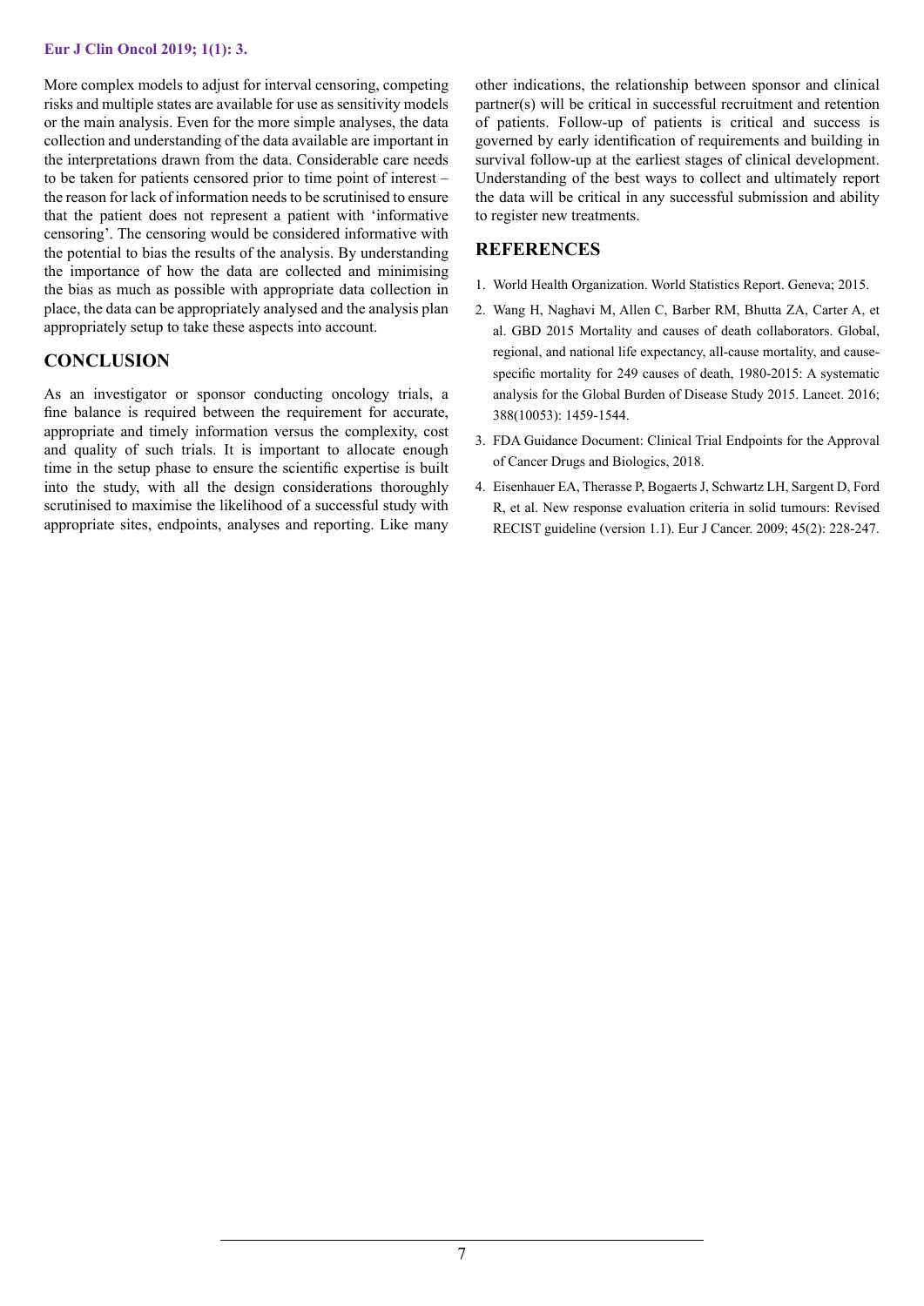More complex models to adjust for interval censoring, competing risks and multiple states are available for use as sensitivity models or the main analysis. Even for the more simple analyses, the data collection and understanding of the data available are important in the interpretations drawn from the data. Considerable care needs to be taken for patients censored prior to time point of interest – the reason for lack of information needs to be scrutinised to ensure that the patient does not represent a patient with 'informative censoring'. The censoring would be considered informative with the potential to bias the results of the analysis. By understanding the importance of how the data are collected and minimising the bias as much as possible with appropriate data collection in place, the data can be appropriately analysed and the analysis plan appropriately setup to take these aspects into account.

## CONCLUSION

As an investigator or sponsor conducting oncology trials, a fine balance is required between the requirement for accurate, appropriate and timely information versus the complexity, cost and quality of such trials. It is important to allocate enough time in the setup phase to ensure the scientific expertise is built into the study, with all the design considerations thoroughly scrutinised to maximise the likelihood of a successful study with appropriate sites, endpoints, analyses and reporting. Like many other indications, the relationship between sponsor and clinical partner(s) will be critical in successful recruitment and retention of patients. Follow-up of patients is critical and success is governed by early identification of requirements and building in survival follow-up at the earliest stages of clinical development. Understanding of the best ways to collect and ultimately report the data will be critical in any successful submission and ability to register new treatments.

## REFERENCES

1. World Health Organization. World Statistics Report. Geneva; 2015.
2. Wang H, Naghavi M, Allen C, Barber RM, Bhutta ZA, Carter A, et al. GBD 2015 Mortality and causes of death collaborators. Global, regional, and national life expectancy, all-cause mortality, and cause-specific mortality for 249 causes of death, 1980-2015: A systematic analysis for the Global Burden of Disease Study 2015. Lancet. 2016; 388(10053): 1459-1544.
3. FDA Guidance Document: Clinical Trial Endpoints for the Approval of Cancer Drugs and Biologics, 2018.
4. Eisenhauer EA, Therasse P, Bogaerts J, Schwartz LH, Sargent D, Ford R, et al. New response evaluation criteria in solid tumours: Revised RECIST guideline (version 1.1). Eur J Cancer. 2009; 45(2): 228-247.